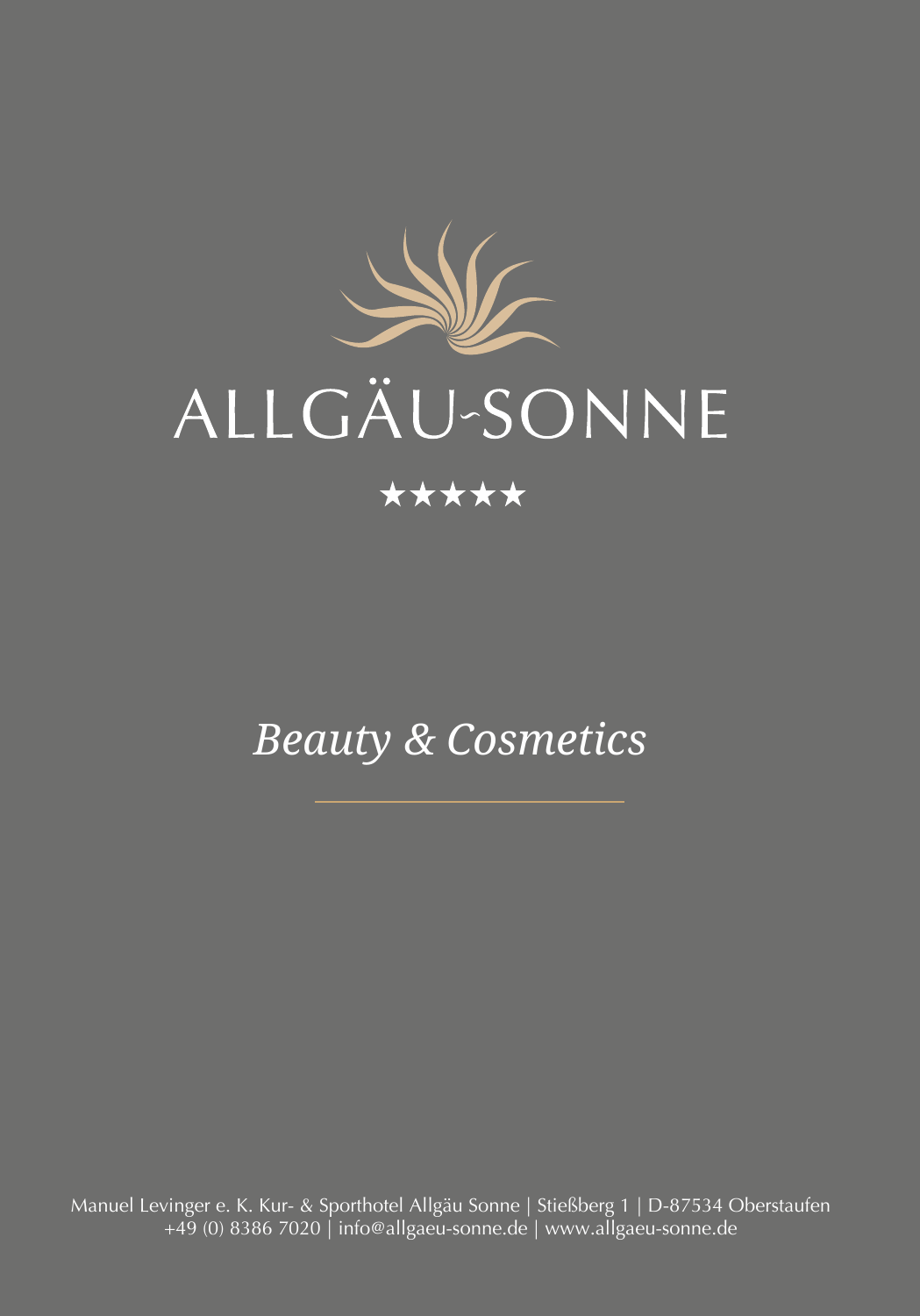# ALLGÄU-SONNE

★★★★★

## *Beauty & Cosmetics*

Manuel Levinger e. K. Kur- & Sporthotel Allgäu Sonne | Stießberg 1 | D-87534 Oberstaufen
+49 (0) 8386 7020 | info@allgaeu-sonne.de | www.allgaeu-sonne.de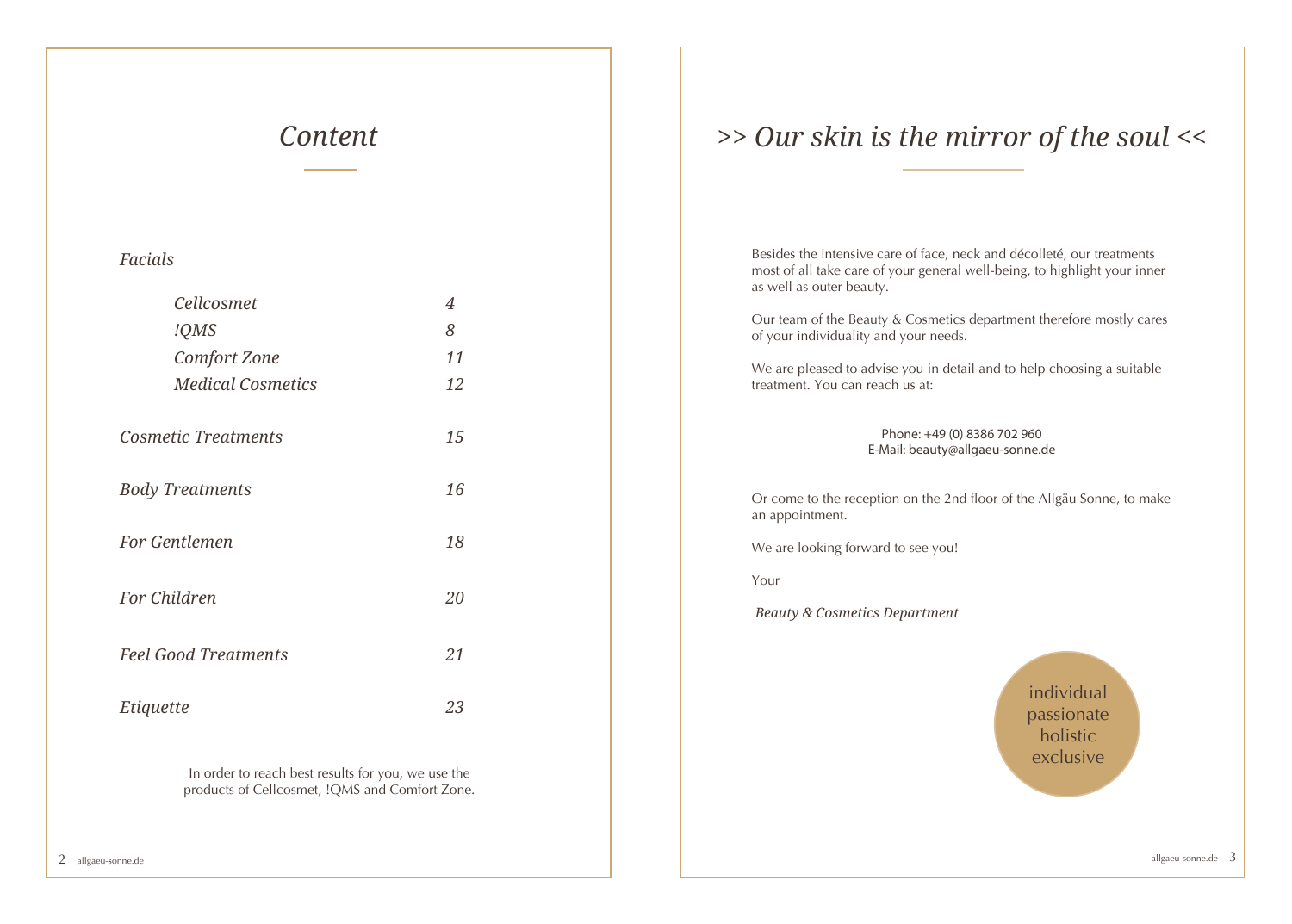# *Content*

| | |
|---|---|
| *Facials* | |
| *Cellcosmet* | *4* |
| *!QMS* | *8* |
| *Comfort Zone* | *11* |
| *Medical Cosmetics* | *12* |
| *Cosmetic Treatments* | *15* |
| *Body Treatments* | *16* |
| *For Gentlemen* | *18* |
| *For Children* | *20* |
| *Feel Good Treatments* | *21* |
| *Etiquette* | *23* |

In order to reach best results for you, we use the products of Cellcosmet, !QMS and Comfort Zone.

# *>> Our skin is the mirror of the soul <<*

Besides the intensive care of face, neck and décolleté, our treatments most of all take care of your general well-being, to highlight your inner as well as outer beauty.

Our team of the Beauty & Cosmetics department therefore mostly cares of your individuality and your needs.

We are pleased to advise you in detail and to help choosing a suitable treatment. You can reach us at:

Phone: +49 (0) 8386 702 960
E-Mail: beauty@allgaeu-sonne.de

Or come to the reception on the 2nd floor of the Allgäu Sonne, to make an appointment.

We are looking forward to see you!

Your

*Beauty & Cosmetics Department*

individual
passionate
holistic
exclusive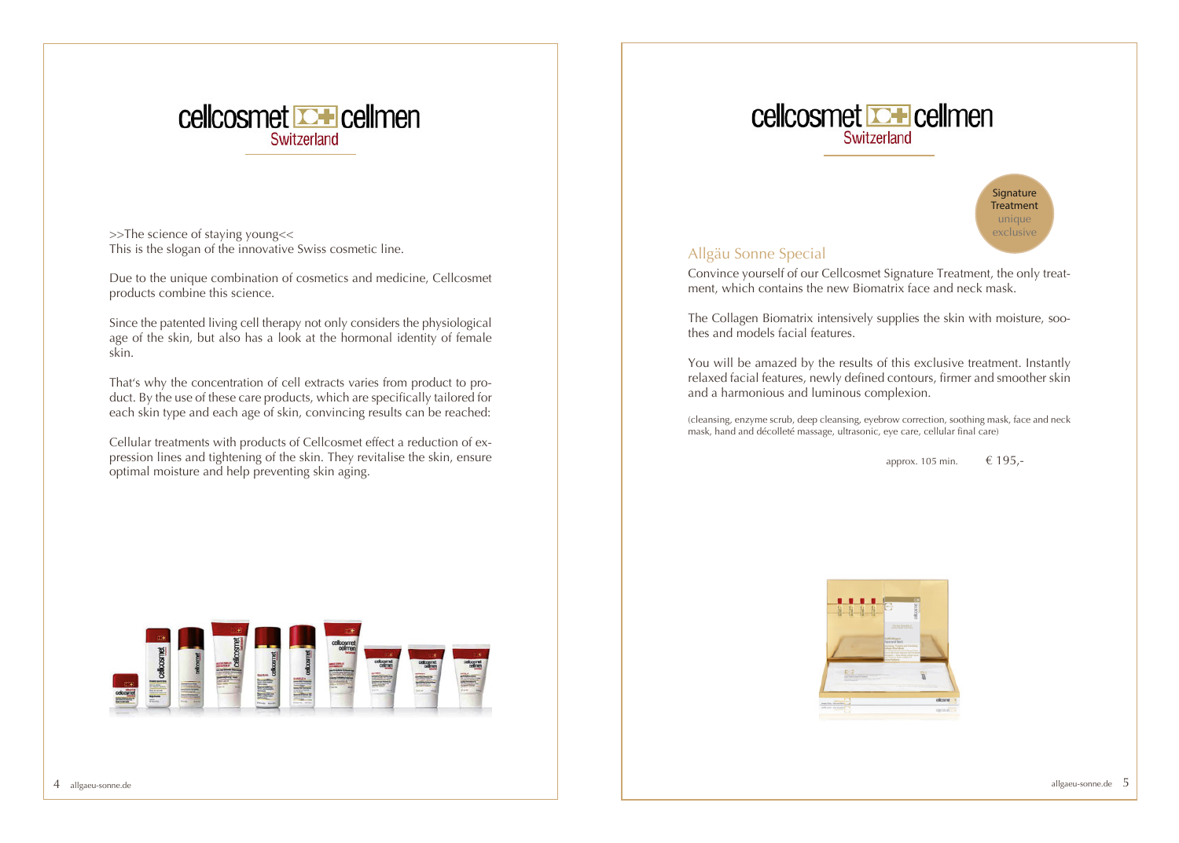cellcosmet cellmen
Switzerland

>>The science of staying young<<
This is the slogan of the innovative Swiss cosmetic line.

Due to the unique combination of cosmetics and medicine, Cellcosmet products combine this science.

Since the patented living cell therapy not only considers the physiological age of the skin, but also has a look at the hormonal identity of female skin.

That's why the concentration of cell extracts varies from product to product. By the use of these care products, which are specifically tailored for each skin type and each age of skin, convincing results can be reached:

Cellular treatments with products of Cellcosmet effect a reduction of expression lines and tightening of the skin. They revitalise the skin, ensure optimal moisture and help preventing skin aging.

cellcosmet cellmen
Switzerland

Signature Treatment
unique
exclusive

## Allgäu Sonne Special

Convince yourself of our Cellcosmet Signature Treatment, the only treatment, which contains the new Biomatrix face and neck mask.

The Collagen Biomatrix intensively supplies the skin with moisture, soothes and models facial features.

You will be amazed by the results of this exclusive treatment. Instantly relaxed facial features, newly defined contours, firmer and smoother skin and a harmonious and luminous complexion.

(cleansing, enzyme scrub, deep cleansing, eyebrow correction, soothing mask, face and neck mask, hand and décolleté massage, ultrasonic, eye care, cellular final care)

approx. 105 min. € 195,-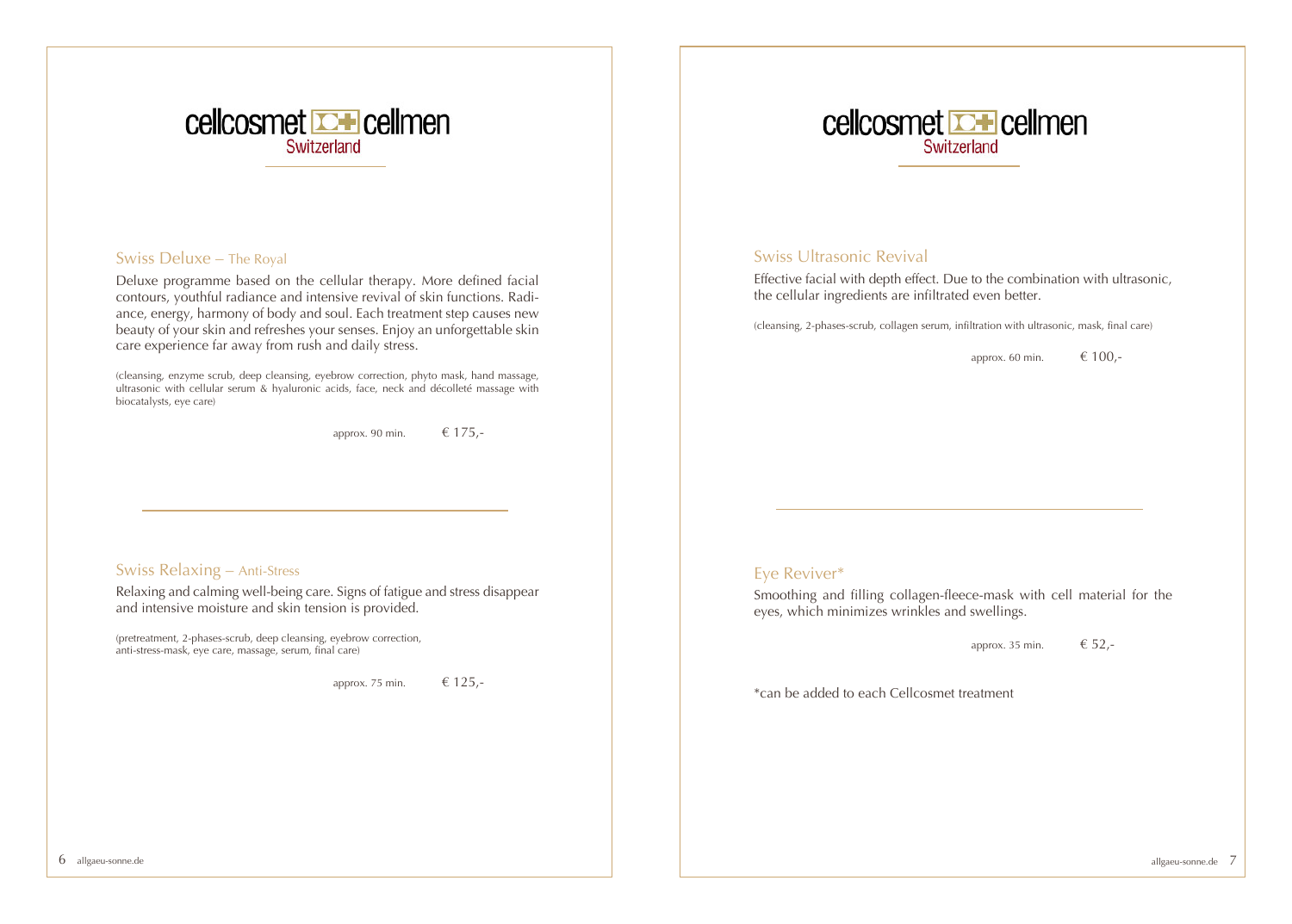cellcosmet cellmen
Switzerland

## Swiss Deluxe – The Royal

Deluxe programme based on the cellular therapy. More defined facial contours, youthful radiance and intensive revival of skin functions. Radiance, energy, harmony of body and soul. Each treatment step causes new beauty of your skin and refreshes your senses. Enjoy an unforgettable skin care experience far away from rush and daily stress.

(cleansing, enzyme scrub, deep cleansing, eyebrow correction, phyto mask, hand massage, ultrasonic with cellular serum & hyaluronic acids, face, neck and décolleté massage with biocatalysts, eye care)

approx. 90 min. € 175,-

## Swiss Relaxing – Anti-Stress

Relaxing and calming well-being care. Signs of fatigue and stress disappear and intensive moisture and skin tension is provided.

(pretreatment, 2-phases-scrub, deep cleansing, eyebrow correction, anti-stress-mask, eye care, massage, serum, final care)

approx. 75 min. € 125,-

cellcosmet cellmen
Switzerland

## Swiss Ultrasonic Revival

Effective facial with depth effect. Due to the combination with ultrasonic, the cellular ingredients are infiltrated even better.

(cleansing, 2-phases-scrub, collagen serum, infiltration with ultrasonic, mask, final care)

approx. 60 min. € 100,-

## Eye Reviver*

Smoothing and filling collagen-fleece-mask with cell material for the eyes, which minimizes wrinkles and swellings.

approx. 35 min. € 52,-

*can be added to each Cellcosmet treatment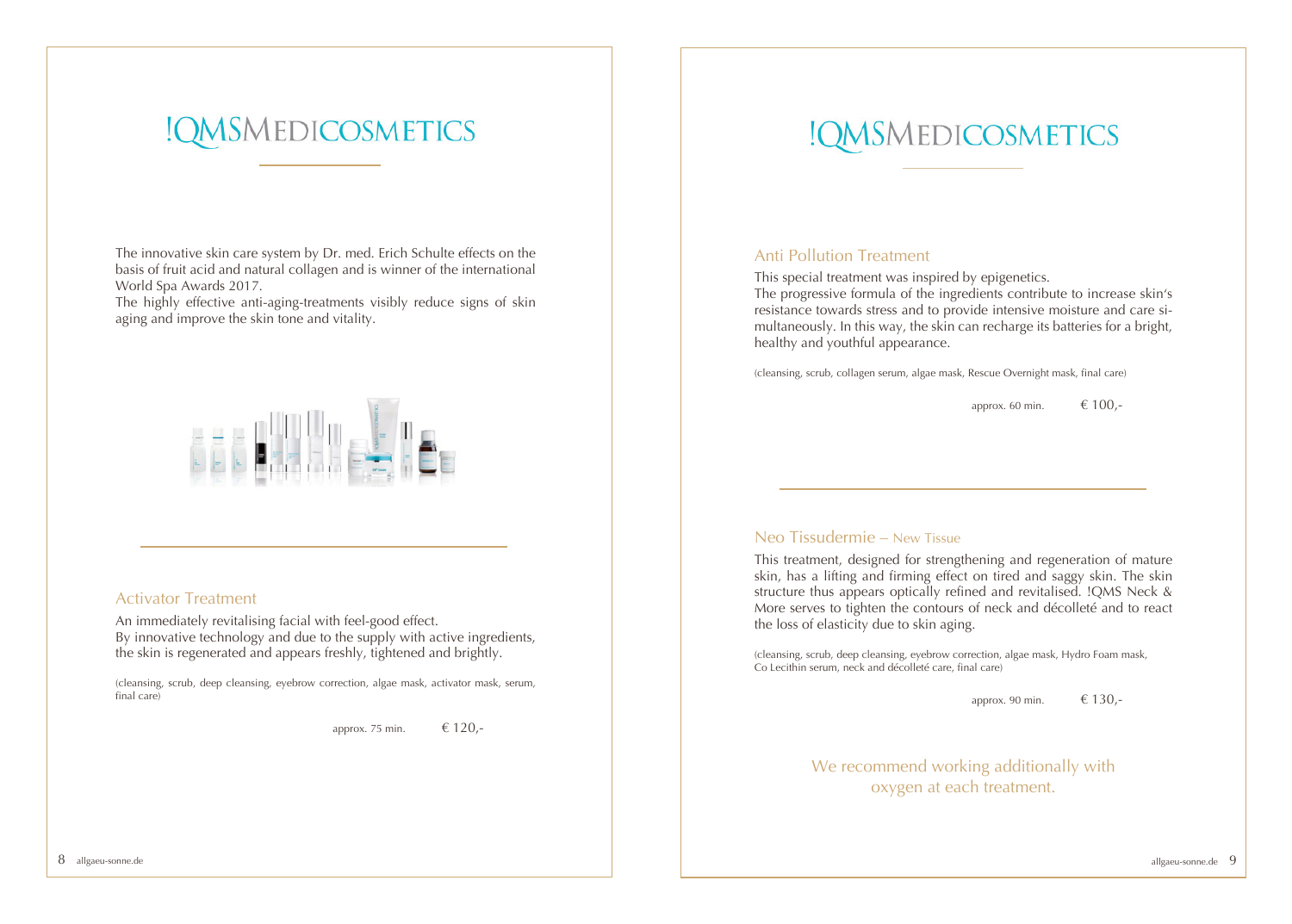# !QMS MEDICOSMETICS

The innovative skin care system by Dr. med. Erich Schulte effects on the basis of fruit acid and natural collagen and is winner of the international World Spa Awards 2017.
The highly effective anti-aging-treatments visibly reduce signs of skin aging and improve the skin tone and vitality.

## Activator Treatment

An immediately revitalising facial with feel-good effect.
By innovative technology and due to the supply with active ingredients, the skin is regenerated and appears freshly, tightened and brightly.

(cleansing, scrub, deep cleansing, eyebrow correction, algae mask, activator mask, serum, final care)

approx. 75 min. € 120,-

# !QMS MEDICOSMETICS

## Anti Pollution Treatment

This special treatment was inspired by epigenetics.
The progressive formula of the ingredients contribute to increase skin's resistance towards stress and to provide intensive moisture and care simultaneously. In this way, the skin can recharge its batteries for a bright, healthy and youthful appearance.

(cleansing, scrub, collagen serum, algae mask, Rescue Overnight mask, final care)

approx. 60 min. € 100,-

## Neo Tissudermie – New Tissue

This treatment, designed for strengthening and regeneration of mature skin, has a lifting and firming effect on tired and saggy skin. The skin structure thus appears optically refined and revitalised. !QMS Neck & More serves to tighten the contours of neck and décolleté and to react the loss of elasticity due to skin aging.

(cleansing, scrub, deep cleansing, eyebrow correction, algae mask, Hydro Foam mask, Co Lecithin serum, neck and décolleté care, final care)

approx. 90 min. € 130,-

We recommend working additionally with oxygen at each treatment.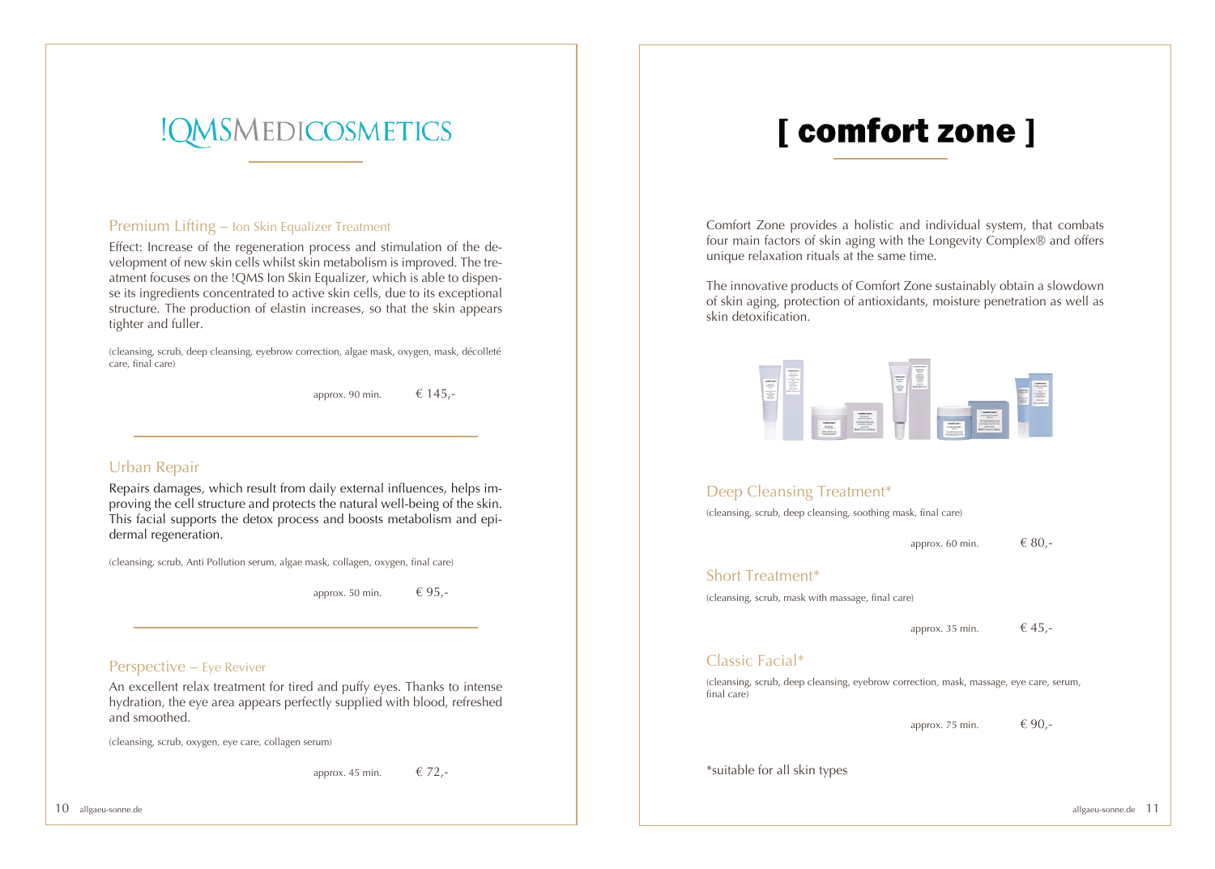# !QMS MEDICOSMETICS

## Premium Lifting – Ion Skin Equalizer Treatment

Effect: Increase of the regeneration process and stimulation of the development of new skin cells whilst skin metabolism is improved. The treatment focuses on the !QMS Ion Skin Equalizer, which is able to dispense its ingredients concentrated to active skin cells, due to its exceptional structure. The production of elastin increases, so that the skin appears tighter and fuller.

(cleansing, scrub, deep cleansing, eyebrow correction, algae mask, oxygen, mask, décolleté care, final care)

approx. 90 min. € 145,-

## Urban Repair

Repairs damages, which result from daily external influences, helps improving the cell structure and protects the natural well-being of the skin. This facial supports the detox process and boosts metabolism and epidermal regeneration.

(cleansing, scrub, Anti Pollution serum, algae mask, collagen, oxygen, final care)

approx. 50 min. € 95,-

## Perspective – Eye Reviver

An excellent relax treatment for tired and puffy eyes. Thanks to intense hydration, the eye area appears perfectly supplied with blood, refreshed and smoothed.

(cleansing, scrub, oxygen, eye care, collagen serum)

approx. 45 min. € 72,-

# [ comfort zone ]

Comfort Zone provides a holistic and individual system, that combats four main factors of skin aging with the Longevity Complex® and offers unique relaxation rituals at the same time.

The innovative products of Comfort Zone sustainably obtain a slowdown of skin aging, protection of antioxidants, moisture penetration as well as skin detoxification.

## Deep Cleansing Treatment*

(cleansing, scrub, deep cleansing, soothing mask, final care)

approx. 60 min. € 80,-

## Short Treatment*

(cleansing, scrub, mask with massage, final care)

approx. 35 min. € 45,-

## Classic Facial*

(cleansing, scrub, deep cleansing, eyebrow correction, mask, massage, eye care, serum, final care)

approx. 75 min. € 90,-

*suitable for all skin types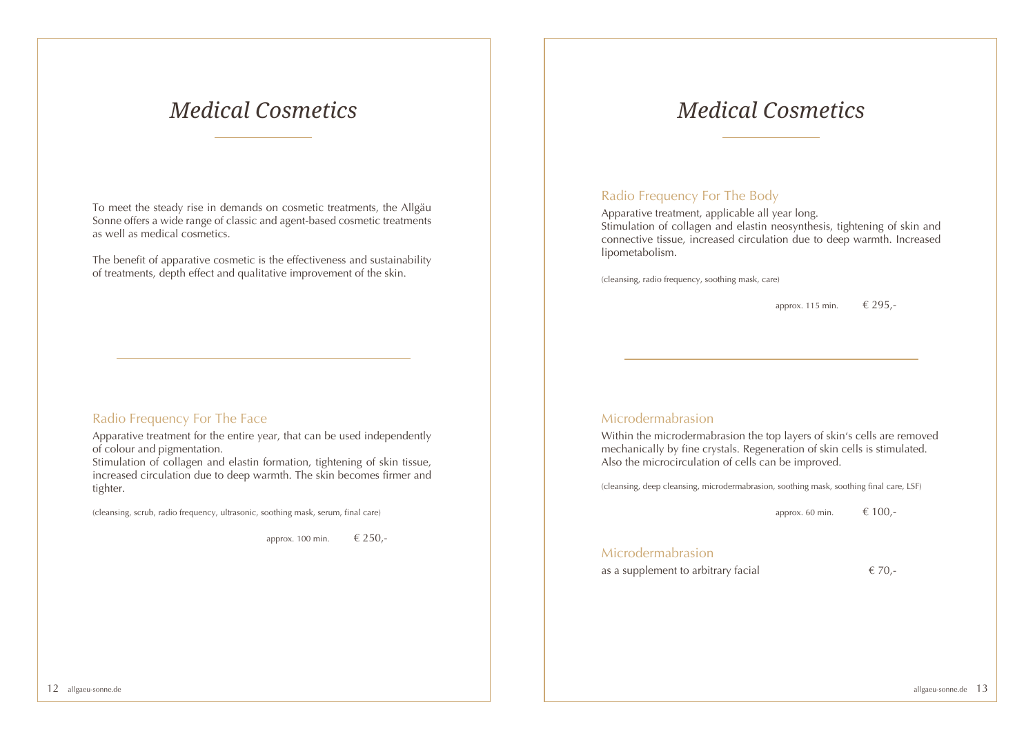# *Medical Cosmetics*

To meet the steady rise in demands on cosmetic treatments, the Allgäu Sonne offers a wide range of classic and agent-based cosmetic treatments as well as medical cosmetics.

The benefit of apparative cosmetic is the effectiveness and sustainability of treatments, depth effect and qualitative improvement of the skin.

---

## Radio Frequency For The Face

Apparative treatment for the entire year, that can be used independently of colour and pigmentation.
Stimulation of collagen and elastin formation, tightening of skin tissue, increased circulation due to deep warmth. The skin becomes firmer and tighter.

(cleansing, scrub, radio frequency, ultrasonic, soothing mask, serum, final care)

approx. 100 min. € 250,-

# *Medical Cosmetics*

## Radio Frequency For The Body

Apparative treatment, applicable all year long.
Stimulation of collagen and elastin neosynthesis, tightening of skin and connective tissue, increased circulation due to deep warmth. Increased lipometabolism.

(cleansing, radio frequency, soothing mask, care)

approx. 115 min. € 295,-

---

## Microdermabrasion

Within the microdermabrasion the top layers of skin's cells are removed mechanically by fine crystals. Regeneration of skin cells is stimulated. Also the microcirculation of cells can be improved.

(cleansing, deep cleansing, microdermabrasion, soothing mask, soothing final care, LSF)

approx. 60 min. € 100,-

## Microdermabrasion

as a supplement to arbitrary facial € 70,-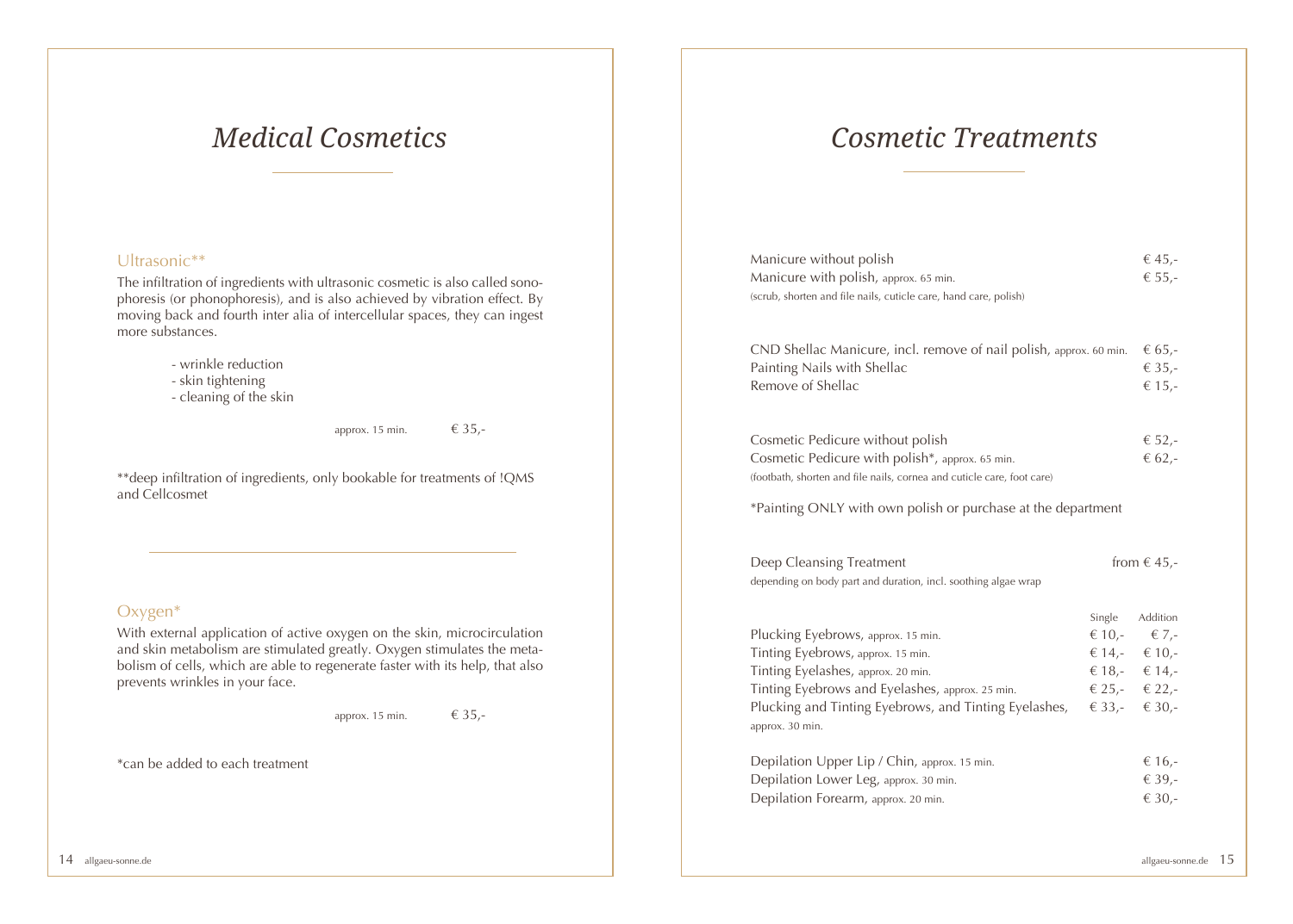# *Medical Cosmetics*

## Ultrasonic**

The infiltration of ingredients with ultrasonic cosmetic is also called sonophoresis (or phonophoresis), and is also achieved by vibration effect. By moving back and fourth inter alia of intercellular spaces, they can ingest more substances.

- wrinkle reduction
- skin tightening
- cleaning of the skin

approx. 15 min. € 35,-

**deep infiltration of ingredients, only bookable for treatments of !QMS and Cellcosmet

---

## Oxygen*

With external application of active oxygen on the skin, microcirculation and skin metabolism are stimulated greatly. Oxygen stimulates the metabolism of cells, which are able to regenerate faster with its help, that also prevents wrinkles in your face.

approx. 15 min. € 35,-

*can be added to each treatment

# *Cosmetic Treatments*

| | |
|---|---|
| Manicure without polish | € 45,- |
| Manicure with polish, approx. 65 min. | € 55,- |

(scrub, shorten and file nails, cuticle care, hand care, polish)

| | |
|---|---|
| CND Shellac Manicure, incl. remove of nail polish, approx. 60 min. | € 65,- |
| Painting Nails with Shellac | € 35,- |
| Remove of Shellac | € 15,- |

| | |
|---|---|
| Cosmetic Pedicure without polish | € 52,- |
| Cosmetic Pedicure with polish*, approx. 65 min. | € 62,- |

(footbath, shorten and file nails, cornea and cuticle care, foot care)

*Painting ONLY with own polish or purchase at the department

| | |
|---|---|
| Deep Cleansing Treatment | from € 45,- |

depending on body part and duration, incl. soothing algae wrap

| | Single | Addition |
|---|---|---|
| Plucking Eyebrows, approx. 15 min. | € 10,- | € 7,- |
| Tinting Eyebrows, approx. 15 min. | € 14,- | € 10,- |
| Tinting Eyelashes, approx. 20 min. | € 18,- | € 14,- |
| Tinting Eyebrows and Eyelashes, approx. 25 min. | € 25,- | € 22,- |
| Plucking and Tinting Eyebrows, and Tinting Eyelashes, approx. 30 min. | € 33,- | € 30,- |

| | |
|---|---|
| Depilation Upper Lip / Chin, approx. 15 min. | € 16,- |
| Depilation Lower Leg, approx. 30 min. | € 39,- |
| Depilation Forearm, approx. 20 min. | € 30,- |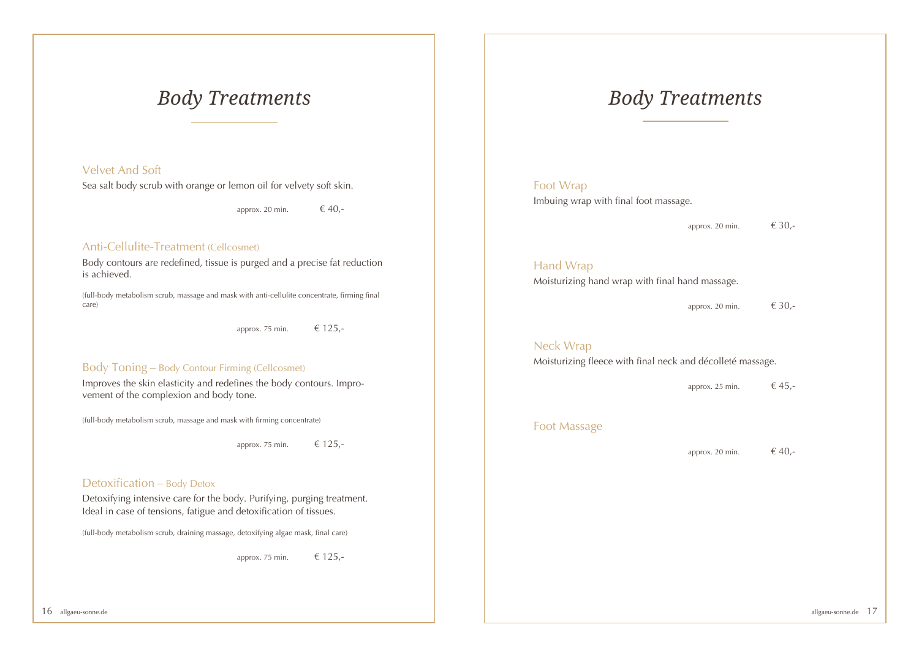# Body Treatments

### Velvet And Soft

Sea salt body scrub with orange or lemon oil for velvety soft skin.

approx. 20 min. € 40,-

### Anti-Cellulite-Treatment (Cellcosmet)

Body contours are redefined, tissue is purged and a precise fat reduction is achieved.

(full-body metabolism scrub, massage and mask with anti-cellulite concentrate, firming final care)

approx. 75 min. € 125,-

### Body Toning – Body Contour Firming (Cellcosmet)

Improves the skin elasticity and redefines the body contours. Improvement of the complexion and body tone.

(full-body metabolism scrub, massage and mask with firming concentrate)

approx. 75 min. € 125,-

### Detoxification – Body Detox

Detoxifying intensive care for the body. Purifying, purging treatment. Ideal in case of tensions, fatigue and detoxification of tissues.

(full-body metabolism scrub, draining massage, detoxifying algae mask, final care)

approx. 75 min. € 125,-

# Body Treatments

### Foot Wrap

Imbuing wrap with final foot massage.

approx. 20 min. € 30,-

### Hand Wrap

Moisturizing hand wrap with final hand massage.

approx. 20 min. € 30,-

### Neck Wrap

Moisturizing fleece with final neck and décolleté massage.

approx. 25 min. € 45,-

### Foot Massage

approx. 20 min. € 40,-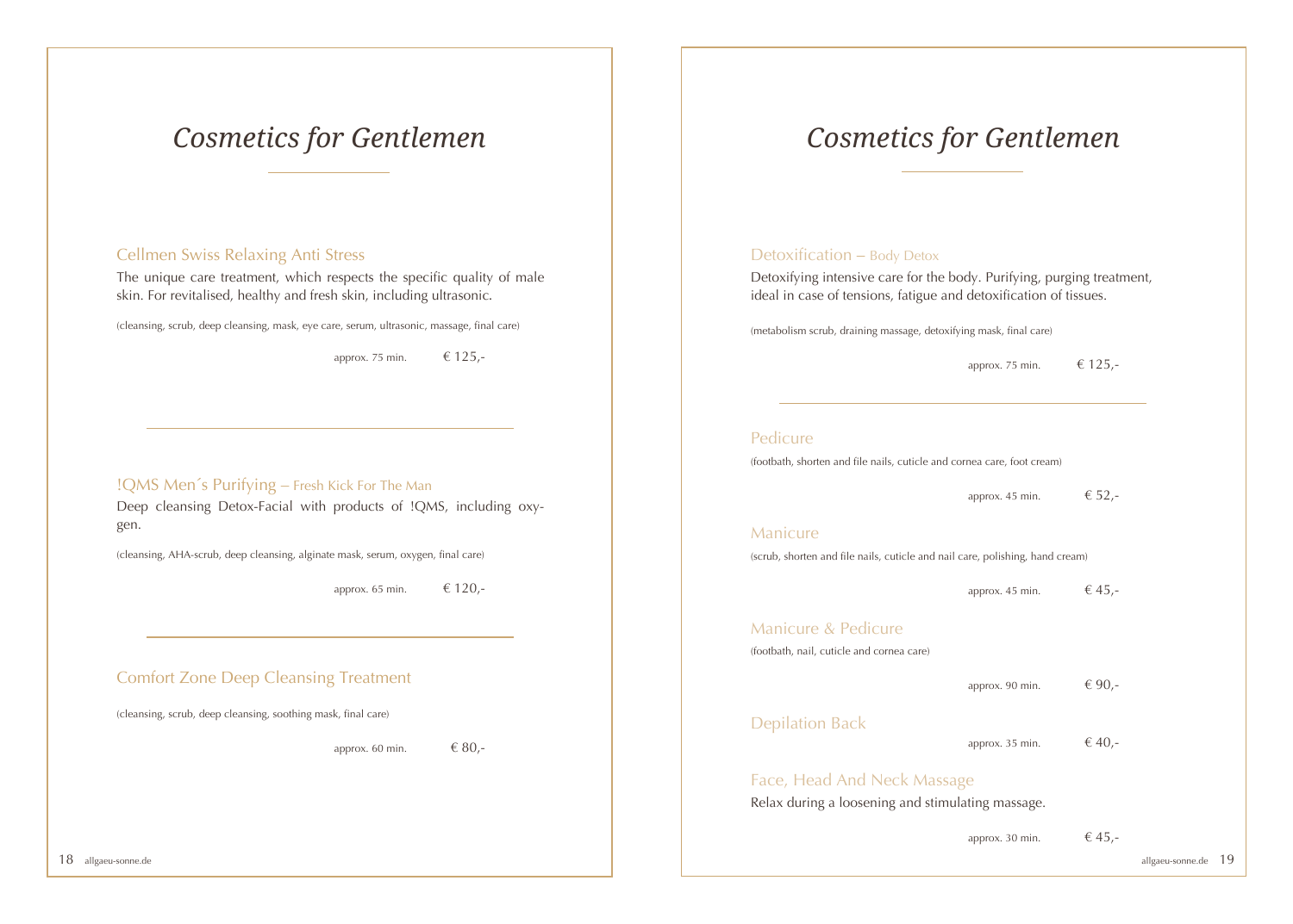# Cosmetics for Gentlemen

### Cellmen Swiss Relaxing Anti Stress

The unique care treatment, which respects the specific quality of male skin. For revitalised, healthy and fresh skin, including ultrasonic.

(cleansing, scrub, deep cleansing, mask, eye care, serum, ultrasonic, massage, final care)

approx. 75 min. € 125,-

---

### !QMS Men´s Purifying – Fresh Kick For The Man

Deep cleansing Detox-Facial with products of !QMS, including oxygen.

(cleansing, AHA-scrub, deep cleansing, alginate mask, serum, oxygen, final care)

approx. 65 min. € 120,-

---

### Comfort Zone Deep Cleansing Treatment

(cleansing, scrub, deep cleansing, soothing mask, final care)

approx. 60 min. € 80,-

# Cosmetics for Gentlemen

### Detoxification – Body Detox

Detoxifying intensive care for the body. Purifying, purging treatment, ideal in case of tensions, fatigue and detoxification of tissues.

(metabolism scrub, draining massage, detoxifying mask, final care)

approx. 75 min. € 125,-

---

### Pedicure

(footbath, shorten and file nails, cuticle and cornea care, foot cream)

approx. 45 min. € 52,-

### Manicure

(scrub, shorten and file nails, cuticle and nail care, polishing, hand cream)

approx. 45 min. € 45,-

### Manicure & Pedicure

(footbath, nail, cuticle and cornea care)

approx. 90 min. € 90,-

### Depilation Back

approx. 35 min. € 40,-

### Face, Head And Neck Massage

Relax during a loosening and stimulating massage.

approx. 30 min. € 45,-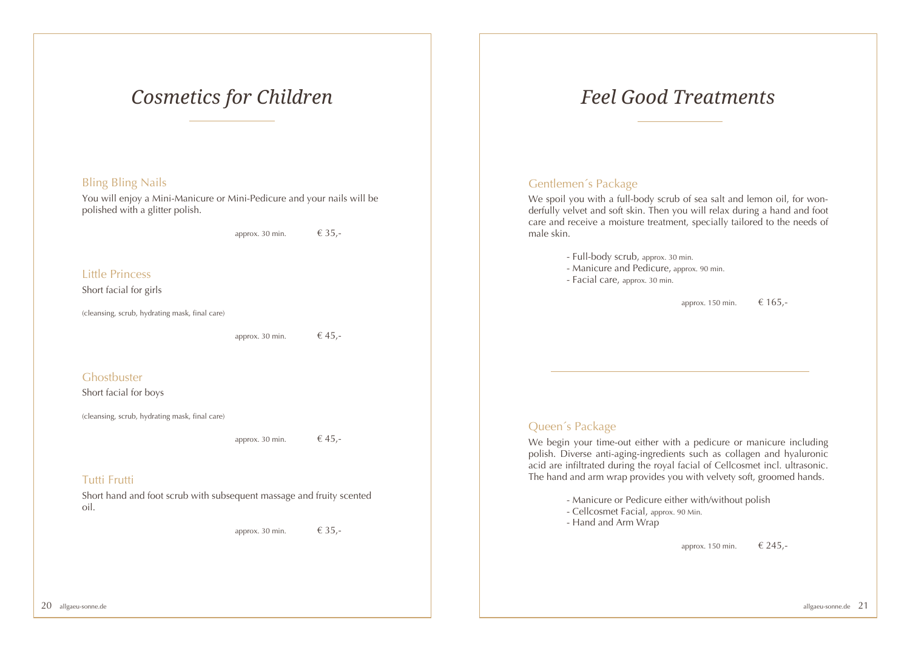# *Cosmetics for Children*

### Bling Bling Nails

You will enjoy a Mini-Manicure or Mini-Pedicure and your nails will be polished with a glitter polish.

approx. 30 min. € 35,-

### Little Princess

Short facial for girls

(cleansing, scrub, hydrating mask, final care)

approx. 30 min. € 45,-

### Ghostbuster

Short facial for boys

(cleansing, scrub, hydrating mask, final care)

approx. 30 min. € 45,-

### Tutti Frutti

Short hand and foot scrub with subsequent massage and fruity scented oil.

approx. 30 min. € 35,-

# *Feel Good Treatments*

### Gentlemen´s Package

We spoil you with a full-body scrub of sea salt and lemon oil, for wonderfully velvet and soft skin. Then you will relax during a hand and foot care and receive a moisture treatment, specially tailored to the needs of male skin.

- Full-body scrub, approx. 30 min.
- Manicure and Pedicure, approx. 90 min.
- Facial care, approx. 30 min.

approx. 150 min. € 165,-

---

### Queen´s Package

We begin your time-out either with a pedicure or manicure including polish. Diverse anti-aging-ingredients such as collagen and hyaluronic acid are infiltrated during the royal facial of Cellcosmet incl. ultrasonic. The hand and arm wrap provides you with velvety soft, groomed hands.

- Manicure or Pedicure either with/without polish
- Cellcosmet Facial, approx. 90 Min.
- Hand and Arm Wrap

approx. 150 min. € 245,-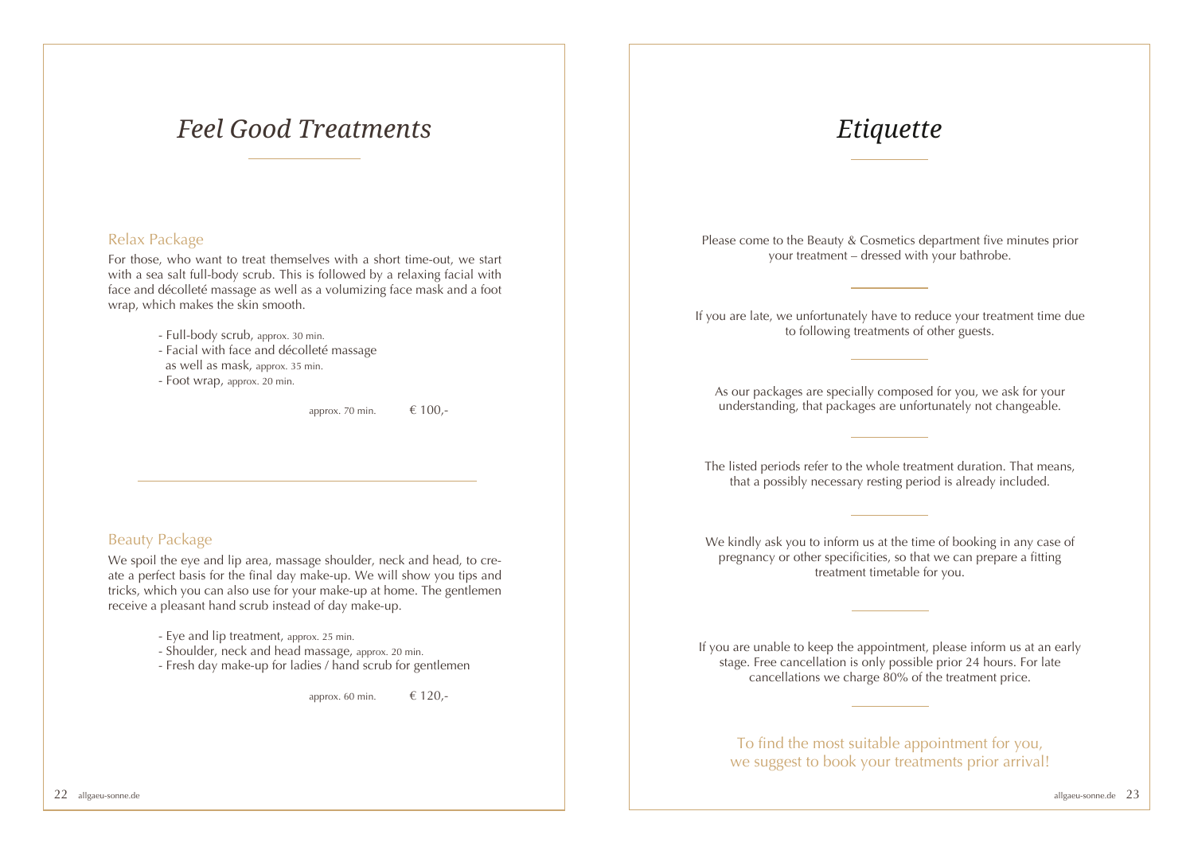# *Feel Good Treatments*

## Relax Package

For those, who want to treat themselves with a short time-out, we start with a sea salt full-body scrub. This is followed by a relaxing facial with face and décolleté massage as well as a volumizing face mask and a foot wrap, which makes the skin smooth.

- Full-body scrub, approx. 30 min.
- Facial with face and décolleté massage as well as mask, approx. 35 min.
- Foot wrap, approx. 20 min.

approx. 70 min. € 100,-

---

## Beauty Package

We spoil the eye and lip area, massage shoulder, neck and head, to create a perfect basis for the final day make-up. We will show you tips and tricks, which you can also use for your make-up at home. The gentlemen receive a pleasant hand scrub instead of day make-up.

- Eye and lip treatment, approx. 25 min.
- Shoulder, neck and head massage, approx. 20 min.
- Fresh day make-up for ladies / hand scrub for gentlemen

approx. 60 min. € 120,-

# *Etiquette*

Please come to the Beauty & Cosmetics department five minutes prior your treatment – dressed with your bathrobe.

---

If you are late, we unfortunately have to reduce your treatment time due to following treatments of other guests.

---

As our packages are specially composed for you, we ask for your understanding, that packages are unfortunately not changeable.

---

The listed periods refer to the whole treatment duration. That means, that a possibly necessary resting period is already included.

---

We kindly ask you to inform us at the time of booking in any case of pregnancy or other specificities, so that we can prepare a fitting treatment timetable for you.

---

If you are unable to keep the appointment, please inform us at an early stage. Free cancellation is only possible prior 24 hours. For late cancellations we charge 80% of the treatment price.

---

To find the most suitable appointment for you, we suggest to book your treatments prior arrival!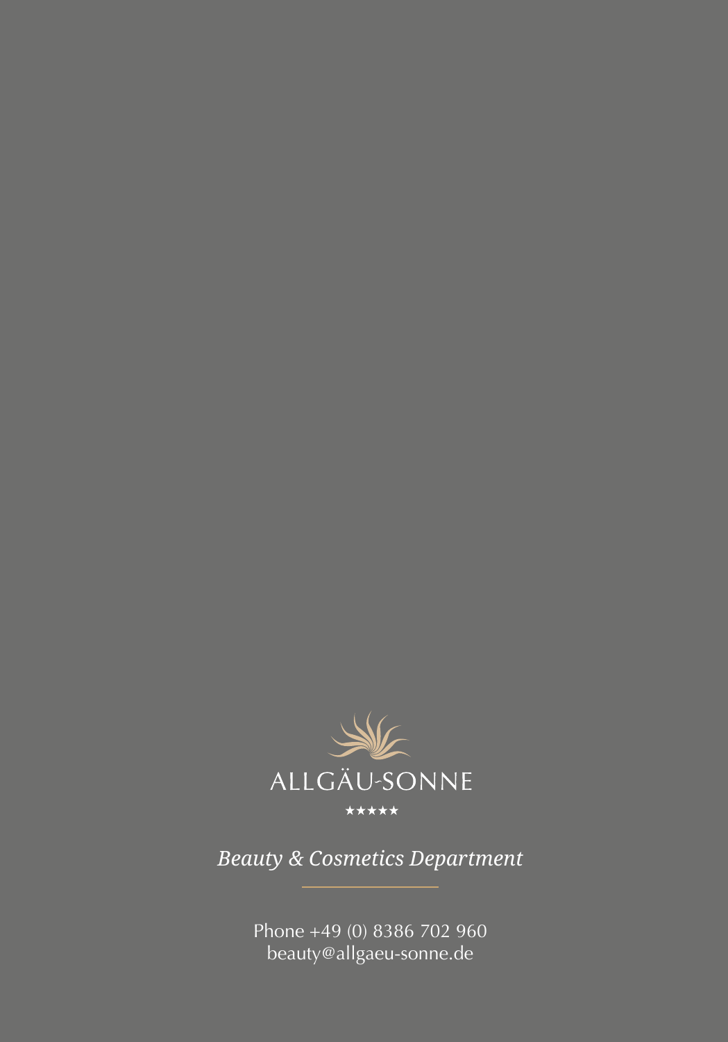ALLGÄU-SONNE

★★★★★

*Beauty & Cosmetics Department*

Phone +49 (0) 8386 702 960
beauty@allgaeu-sonne.de